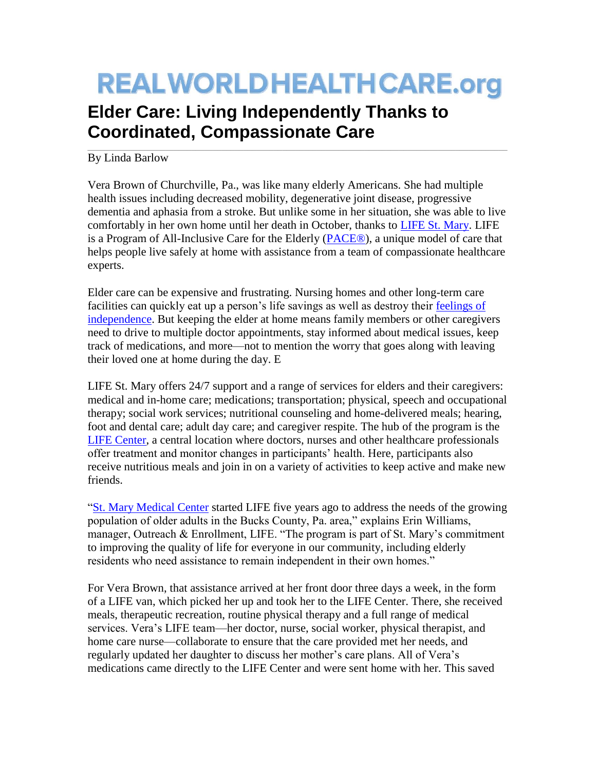# REALWORLDHEALTHCARE.org

## Elder Care: Living Independently Thanks to Coordinated, Compassionate Care

By Linda Barlow

Vera Brown of Churchville, Pa., was like many elderly Americans. She had multiple health issues including decreased mobility, degenerative joint disease, progressive dementia and aphasia from a stroke. But unlike some in her situation, she was able to live comfortably in her own home until her death in October, thanks to LIFE St. Mary. LIFE is a Program of All-Inclusive Care for the Elderly (PACE®), a unique model of care that helps people live safely at home with assistance from a team of compassionate healthcare experts.

Elder care can be expensive and frustrating. Nursing homes and other long-term care facilities can quickly eat up a person's life savings as well as destroy their feelings of independence. But keeping the elder at home means family members or other caregivers need to drive to multiple doctor appointments, stay informed about medical issues, keep track of medications, and more—not to mention the worry that goes along with leaving their loved one at home during the day. E

LIFE St. Mary offers 24/7 support and a range of services for elders and their caregivers: medical and in-home care; medications; transportation; physical, speech and occupational therapy; social work services; nutritional counseling and home-delivered meals; hearing, foot and dental care; adult day care; and caregiver respite. The hub of the program is the LIFE Center, a central location where doctors, nurses and other healthcare professionals offer treatment and monitor changes in participants' health. Here, participants also receive nutritious meals and join in on a variety of activities to keep active and make new friends.

"St. Mary Medical Center started LIFE five years ago to address the needs of the growing population of older adults in the Bucks County, Pa. area," explains Erin Williams, manager, Outreach & Enrollment, LIFE. "The program is part of St. Mary's commitment to improving the quality of life for everyone in our community, including elderly residents who need assistance to remain independent in their own homes."

For Vera Brown, that assistance arrived at her front door three days a week, in the form of a LIFE van, which picked her up and took her to the LIFE Center. There, she received meals, therapeutic recreation, routine physical therapy and a full range of medical services. Vera's LIFE team—her doctor, nurse, social worker, physical therapist, and home care nurse—collaborate to ensure that the care provided met her needs, and regularly updated her daughter to discuss her mother's care plans. All of Vera's medications came directly to the LIFE Center and were sent home with her. This saved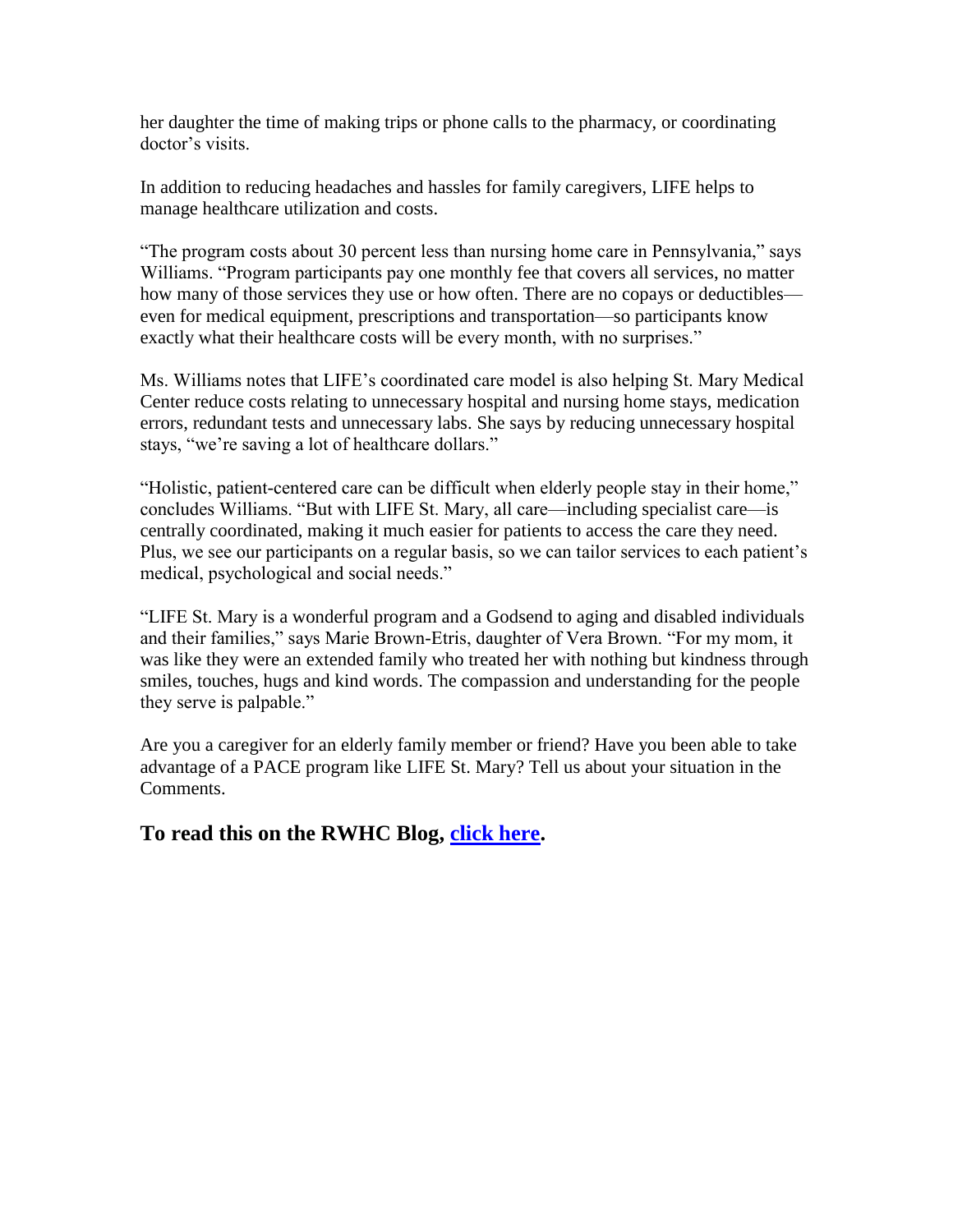her daughter the time of making trips or phone calls to the pharmacy, or coordinating doctor's visits.

In addition to reducing headaches and hassles for family caregivers, LIFE helps to manage healthcare utilization and costs.

"The program costs about 30 percent less than nursing home care in Pennsylvania," says Williams. "Program participants pay one monthly fee that covers all services, no matter how many of those services they use or how often. There are no copays or deductibles—even for medical equipment, prescriptions and transportation—so participants know exactly what their healthcare costs will be every month, with no surprises."

Ms. Williams notes that LIFE's coordinated care model is also helping St. Mary Medical Center reduce costs relating to unnecessary hospital and nursing home stays, medication errors, redundant tests and unnecessary labs. She says by reducing unnecessary hospital stays, "we're saving a lot of healthcare dollars."

"Holistic, patient-centered care can be difficult when elderly people stay in their home," concludes Williams. "But with LIFE St. Mary, all care—including specialist care—is centrally coordinated, making it much easier for patients to access the care they need. Plus, we see our participants on a regular basis, so we can tailor services to each patient's medical, psychological and social needs."

"LIFE St. Mary is a wonderful program and a Godsend to aging and disabled individuals and their families," says Marie Brown-Etris, daughter of Vera Brown. "For my mom, it was like they were an extended family who treated her with nothing but kindness through smiles, touches, hugs and kind words. The compassion and understanding for the people they serve is palpable."

Are you a caregiver for an elderly family member or friend? Have you been able to take advantage of a PACE program like LIFE St. Mary? Tell us about your situation in the Comments.

### **To read this on the RWHC Blog, click here.**